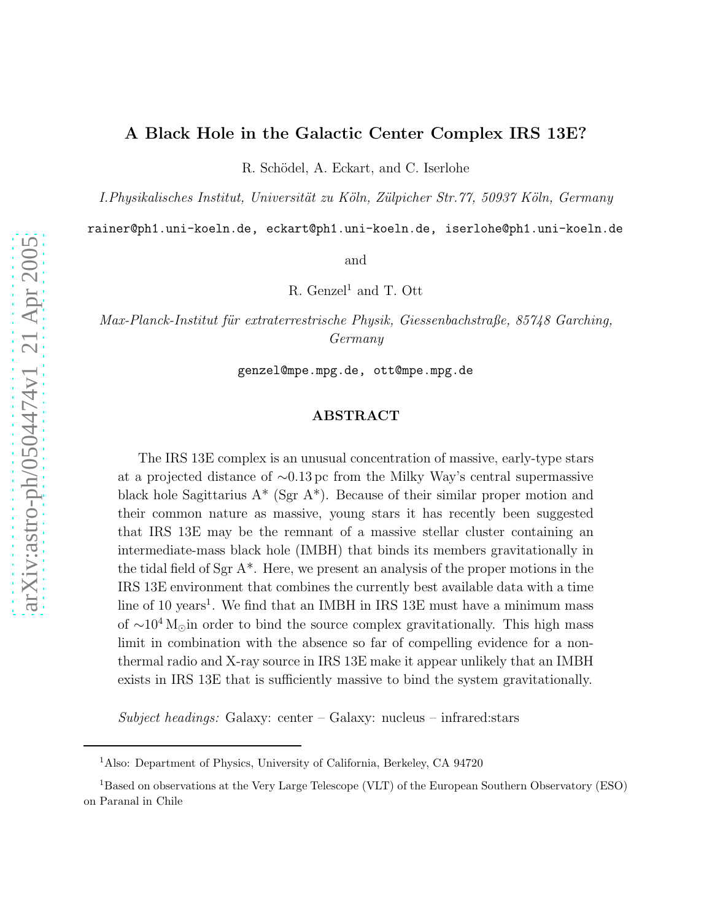# A Black Hole in the Galactic Center Complex IRS 13E?

R. Schödel, A. Eckart, and C. Iserlohe

*I.Physikalisches Institut, Universität zu Köln, Zülpicher Str.77, 50937 Köln, Germany*

rainer@ph1.uni-koeln.de, eckart@ph1.uni-koeln.de, iserlohe@ph1.uni-koeln.de

and

R. Genzel[1] and T. Ott

*Max-Planck-Institut für extraterrestrische Physik, Giessenbachstraße, 85748 Garching, Germany*

genzel@mpe.mpg.de, ott@mpe.mpg.de

## ABSTRACT

The IRS 13E complex is an unusual concentration of massive, early-type stars at a projected distance of ∼0.13 pc from the Milky Way's central supermassive black hole Sagittarius A* (Sgr A*). Because of their similar proper motion and their common nature as massive, young stars it has recently been suggested that IRS 13E may be the remnant of a massive stellar cluster containing an intermediate-mass black hole (IMBH) that binds its members gravitationally in the tidal field of Sgr A*. Here, we present an analysis of the proper motions in the IRS 13E environment that combines the currently best available data with a time line of 10 years[1]. We find that an IMBH in IRS 13E must have a minimum mass of $\sim 10^4\,M_\odot$ in order to bind the source complex gravitationally. This high mass limit in combination with the absence so far of compelling evidence for a non-thermal radio and X-ray source in IRS 13E make it appear unlikely that an IMBH exists in IRS 13E that is sufficiently massive to bind the system gravitationally.

*Subject headings:* Galaxy: center – Galaxy: nucleus – infrared:stars

---

[1] Also: Department of Physics, University of California, Berkeley, CA 94720

[1] Based on observations at the Very Large Telescope (VLT) of the European Southern Observatory (ESO) on Paranal in Chile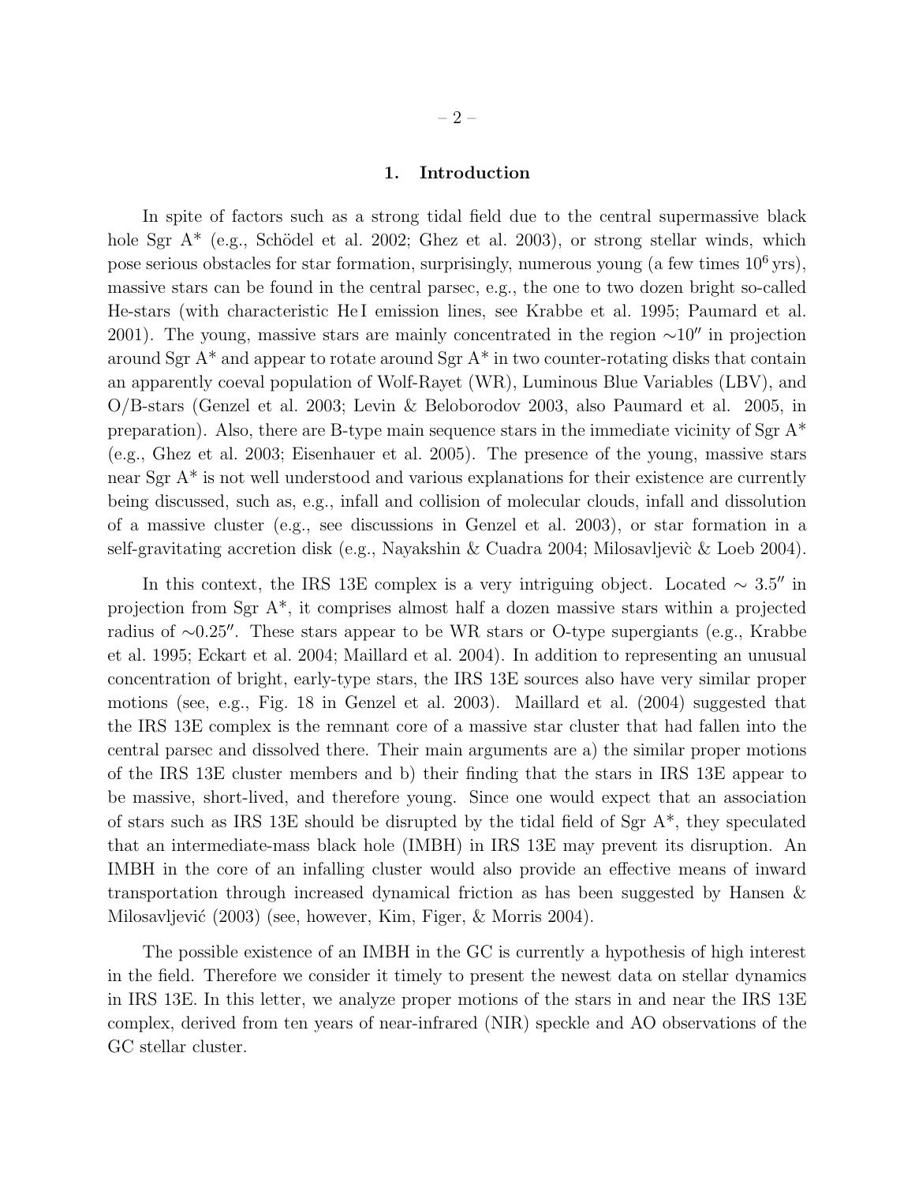## 1. Introduction

In spite of factors such as a strong tidal field due to the central supermassive black hole Sgr A* (e.g., Schödel et al. 2002; Ghez et al. 2003), or strong stellar winds, which pose serious obstacles for star formation, surprisingly, numerous young (a few times $10^6$ yrs), massive stars can be found in the central parsec, e.g., the one to two dozen bright so-called He-stars (with characteristic He I emission lines, see Krabbe et al. 1995; Paumard et al. 2001). The young, massive stars are mainly concentrated in the region $\sim 10''$ in projection around Sgr A* and appear to rotate around Sgr A* in two counter-rotating disks that contain an apparently coeval population of Wolf-Rayet (WR), Luminous Blue Variables (LBV), and O/B-stars (Genzel et al. 2003; Levin & Beloborodov 2003, also Paumard et al. 2005, in preparation). Also, there are B-type main sequence stars in the immediate vicinity of Sgr A* (e.g., Ghez et al. 2003; Eisenhauer et al. 2005). The presence of the young, massive stars near Sgr A* is not well understood and various explanations for their existence are currently being discussed, such as, e.g., infall and collision of molecular clouds, infall and dissolution of a massive cluster (e.g., see discussions in Genzel et al. 2003), or star formation in a self-gravitating accretion disk (e.g., Nayakshin & Cuadra 2004; Milosavljevìc & Loeb 2004).

In this context, the IRS 13E complex is a very intriguing object. Located $\sim 3.5''$ in projection from Sgr A*, it comprises almost half a dozen massive stars within a projected radius of $\sim 0.25''$. These stars appear to be WR stars or O-type supergiants (e.g., Krabbe et al. 1995; Eckart et al. 2004; Maillard et al. 2004). In addition to representing an unusual concentration of bright, early-type stars, the IRS 13E sources also have very similar proper motions (see, e.g., Fig. 18 in Genzel et al. 2003). Maillard et al. (2004) suggested that the IRS 13E complex is the remnant core of a massive star cluster that had fallen into the central parsec and dissolved there. Their main arguments are a) the similar proper motions of the IRS 13E cluster members and b) their finding that the stars in IRS 13E appear to be massive, short-lived, and therefore young. Since one would expect that an association of stars such as IRS 13E should be disrupted by the tidal field of Sgr A*, they speculated that an intermediate-mass black hole (IMBH) in IRS 13E may prevent its disruption. An IMBH in the core of an infalling cluster would also provide an effective means of inward transportation through increased dynamical friction as has been suggested by Hansen & Milosavljević (2003) (see, however, Kim, Figer, & Morris 2004).

The possible existence of an IMBH in the GC is currently a hypothesis of high interest in the field. Therefore we consider it timely to present the newest data on stellar dynamics in IRS 13E. In this letter, we analyze proper motions of the stars in and near the IRS 13E complex, derived from ten years of near-infrared (NIR) speckle and AO observations of the GC stellar cluster.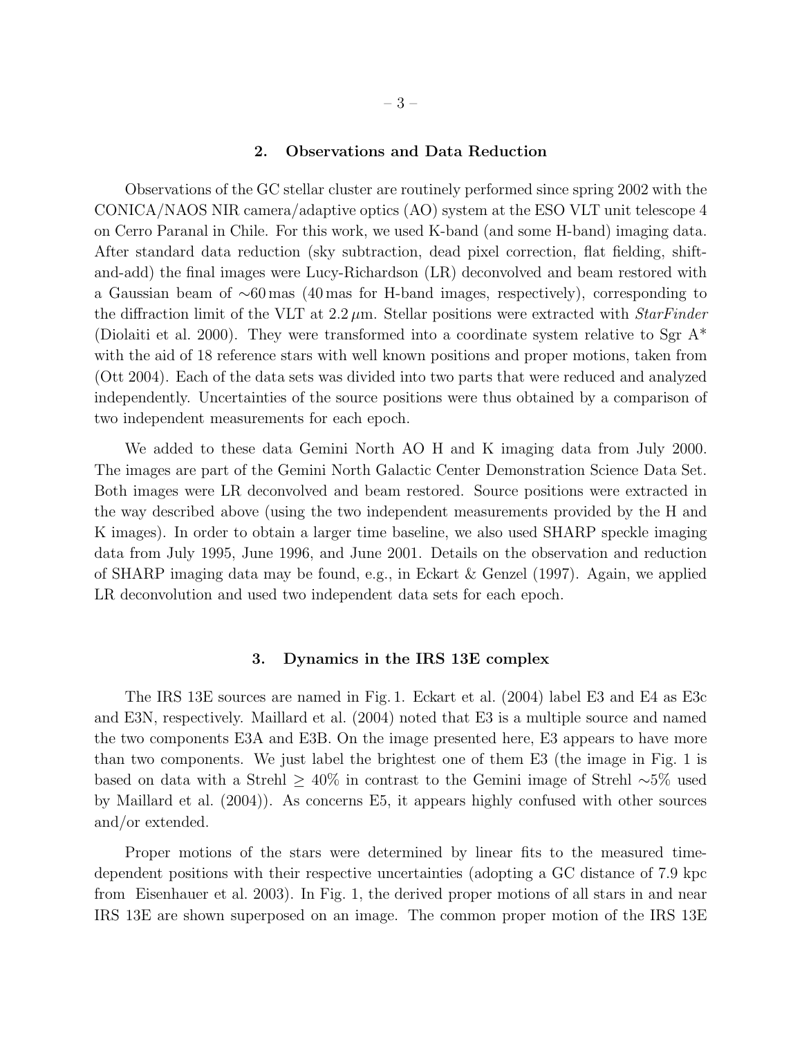## 2. Observations and Data Reduction

Observations of the GC stellar cluster are routinely performed since spring 2002 with the CONICA/NAOS NIR camera/adaptive optics (AO) system at the ESO VLT unit telescope 4 on Cerro Paranal in Chile. For this work, we used K-band (and some H-band) imaging data. After standard data reduction (sky subtraction, dead pixel correction, flat fielding, shift-and-add) the final images were Lucy-Richardson (LR) deconvolved and beam restored with a Gaussian beam of $\sim$60 mas (40 mas for H-band images, respectively), corresponding to the diffraction limit of the VLT at $2.2\,\mu$m. Stellar positions were extracted with *StarFinder* (Diolaiti et al. 2000). They were transformed into a coordinate system relative to Sgr A* with the aid of 18 reference stars with well known positions and proper motions, taken from (Ott 2004). Each of the data sets was divided into two parts that were reduced and analyzed independently. Uncertainties of the source positions were thus obtained by a comparison of two independent measurements for each epoch.

We added to these data Gemini North AO H and K imaging data from July 2000. The images are part of the Gemini North Galactic Center Demonstration Science Data Set. Both images were LR deconvolved and beam restored. Source positions were extracted in the way described above (using the two independent measurements provided by the H and K images). In order to obtain a larger time baseline, we also used SHARP speckle imaging data from July 1995, June 1996, and June 2001. Details on the observation and reduction of SHARP imaging data may be found, e.g., in Eckart & Genzel (1997). Again, we applied LR deconvolution and used two independent data sets for each epoch.

## 3. Dynamics in the IRS 13E complex

The IRS 13E sources are named in Fig. 1. Eckart et al. (2004) label E3 and E4 as E3c and E3N, respectively. Maillard et al. (2004) noted that E3 is a multiple source and named the two components E3A and E3B. On the image presented here, E3 appears to have more than two components. We just label the brightest one of them E3 (the image in Fig. 1 is based on data with a Strehl $\geq$ 40% in contrast to the Gemini image of Strehl $\sim$5% used by Maillard et al. (2004)). As concerns E5, it appears highly confused with other sources and/or extended.

Proper motions of the stars were determined by linear fits to the measured time-dependent positions with their respective uncertainties (adopting a GC distance of 7.9 kpc from Eisenhauer et al. 2003). In Fig. 1, the derived proper motions of all stars in and near IRS 13E are shown superposed on an image. The common proper motion of the IRS 13E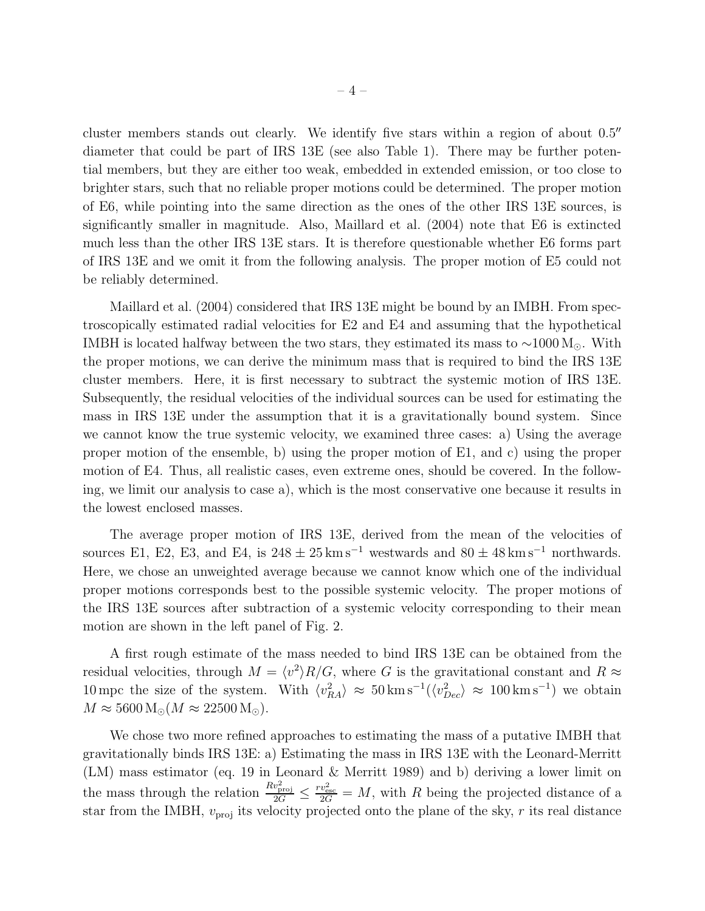cluster members stands out clearly. We identify five stars within a region of about $0.5''$ diameter that could be part of IRS 13E (see also Table 1). There may be further potential members, but they are either too weak, embedded in extended emission, or too close to brighter stars, such that no reliable proper motions could be determined. The proper motion of E6, while pointing into the same direction as the ones of the other IRS 13E sources, is significantly smaller in magnitude. Also, Maillard et al. (2004) note that E6 is extincted much less than the other IRS 13E stars. It is therefore questionable whether E6 forms part of IRS 13E and we omit it from the following analysis. The proper motion of E5 could not be reliably determined.

Maillard et al. (2004) considered that IRS 13E might be bound by an IMBH. From spectroscopically estimated radial velocities for E2 and E4 and assuming that the hypothetical IMBH is located halfway between the two stars, they estimated its mass to $\sim$1000 $M_{\odot}$. With the proper motions, we can derive the minimum mass that is required to bind the IRS 13E cluster members. Here, it is first necessary to subtract the systemic motion of IRS 13E. Subsequently, the residual velocities of the individual sources can be used for estimating the mass in IRS 13E under the assumption that it is a gravitationally bound system. Since we cannot know the true systemic velocity, we examined three cases: a) Using the average proper motion of the ensemble, b) using the proper motion of E1, and c) using the proper motion of E4. Thus, all realistic cases, even extreme ones, should be covered. In the following, we limit our analysis to case a), which is the most conservative one because it results in the lowest enclosed masses.

The average proper motion of IRS 13E, derived from the mean of the velocities of sources E1, E2, E3, and E4, is $248 \pm 25\,\mathrm{km\,s^{-1}}$ westwards and $80 \pm 48\,\mathrm{km\,s^{-1}}$ northwards. Here, we chose an unweighted average because we cannot know which one of the individual proper motions corresponds best to the possible systemic velocity. The proper motions of the IRS 13E sources after subtraction of a systemic velocity corresponding to their mean motion are shown in the left panel of Fig. 2.

A first rough estimate of the mass needed to bind IRS 13E can be obtained from the residual velocities, through $M = \langle v^2 \rangle R/G$, where $G$ is the gravitational constant and $R \approx 10\,\mathrm{mpc}$ the size of the system. With $\langle v_{RA}^2 \rangle \approx 50\,\mathrm{km\,s^{-1}}(\langle v_{Dec}^2 \rangle \approx 100\,\mathrm{km\,s^{-1}})$ we obtain $M \approx 5600\,\mathrm{M_{\odot}}(M \approx 22500\,\mathrm{M_{\odot}})$.

We chose two more refined approaches to estimating the mass of a putative IMBH that gravitationally binds IRS 13E: a) Estimating the mass in IRS 13E with the Leonard-Merritt (LM) mass estimator (eq. 19 in Leonard & Merritt 1989) and b) deriving a lower limit on the mass through the relation $\frac{R v_{\mathrm{proj}}^2}{2G} \leq \frac{r v_{\mathrm{esc}}^2}{2G} = M$, with $R$ being the projected distance of a star from the IMBH, $v_{\mathrm{proj}}$ its velocity projected onto the plane of the sky, $r$ its real distance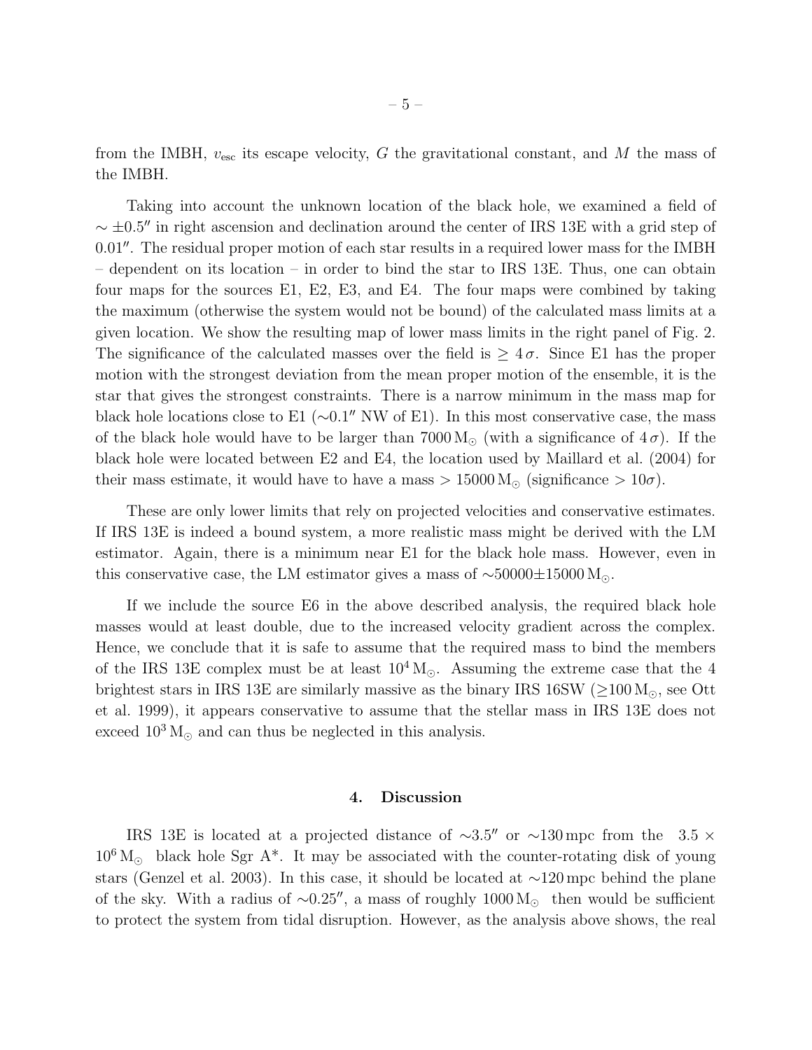from the IMBH, $v_{\rm esc}$ its escape velocity, $G$ the gravitational constant, and $M$ the mass of the IMBH.

Taking into account the unknown location of the black hole, we examined a field of $\sim \pm 0.5''$ in right ascension and declination around the center of IRS 13E with a grid step of $0.01''$. The residual proper motion of each star results in a required lower mass for the IMBH – dependent on its location – in order to bind the star to IRS 13E. Thus, one can obtain four maps for the sources E1, E2, E3, and E4. The four maps were combined by taking the maximum (otherwise the system would not be bound) of the calculated mass limits at a given location. We show the resulting map of lower mass limits in the right panel of Fig. 2. The significance of the calculated masses over the field is $\geq 4\,\sigma$. Since E1 has the proper motion with the strongest deviation from the mean proper motion of the ensemble, it is the star that gives the strongest constraints. There is a narrow minimum in the mass map for black hole locations close to E1 ($\sim 0.1''$ NW of E1). In this most conservative case, the mass of the black hole would have to be larger than $7000\,{\rm M}_{\odot}$ (with a significance of $4\,\sigma$). If the black hole were located between E2 and E4, the location used by Maillard et al. (2004) for their mass estimate, it would have to have a mass $> 15000\,{\rm M}_{\odot}$ (significance $> 10\sigma$).

These are only lower limits that rely on projected velocities and conservative estimates. If IRS 13E is indeed a bound system, a more realistic mass might be derived with the LM estimator. Again, there is a minimum near E1 for the black hole mass. However, even in this conservative case, the LM estimator gives a mass of $\sim 50000 \pm 15000\,{\rm M}_{\odot}$.

If we include the source E6 in the above described analysis, the required black hole masses would at least double, due to the increased velocity gradient across the complex. Hence, we conclude that it is safe to assume that the required mass to bind the members of the IRS 13E complex must be at least $10^4\,{\rm M}_{\odot}$. Assuming the extreme case that the 4 brightest stars in IRS 13E are similarly massive as the binary IRS 16SW ($\geq 100\,{\rm M}_{\odot}$, see Ott et al. 1999), it appears conservative to assume that the stellar mass in IRS 13E does not exceed $10^3\,{\rm M}_{\odot}$ and can thus be neglected in this analysis.

## 4. Discussion

IRS 13E is located at a projected distance of $\sim 3.5''$ or $\sim 130\,$mpc from the $3.5 \times 10^6\,{\rm M}_{\odot}$ black hole Sgr A*. It may be associated with the counter-rotating disk of young stars (Genzel et al. 2003). In this case, it should be located at $\sim 120\,$mpc behind the plane of the sky. With a radius of $\sim 0.25''$, a mass of roughly $1000\,{\rm M}_{\odot}$ then would be sufficient to protect the system from tidal disruption. However, as the analysis above shows, the real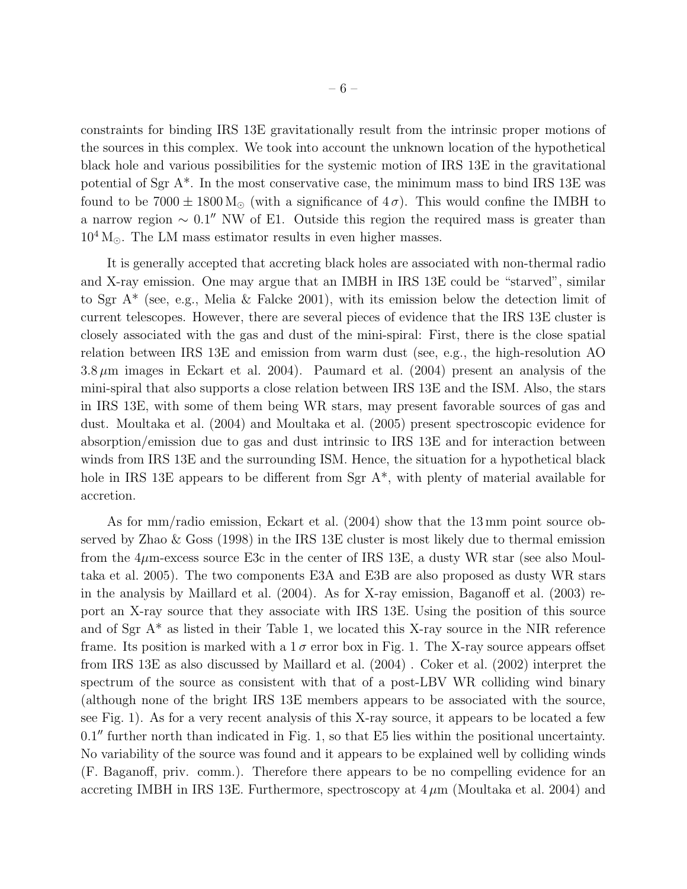constraints for binding IRS 13E gravitationally result from the intrinsic proper motions of the sources in this complex. We took into account the unknown location of the hypothetical black hole and various possibilities for the systemic motion of IRS 13E in the gravitational potential of Sgr A*. In the most conservative case, the minimum mass to bind IRS 13E was found to be $7000 \pm 1800\,\mathrm{M_\odot}$ (with a significance of $4\,\sigma$). This would confine the IMBH to a narrow region $\sim 0.1''$ NW of E1. Outside this region the required mass is greater than $10^4\,\mathrm{M_\odot}$. The LM mass estimator results in even higher masses.

It is generally accepted that accreting black holes are associated with non-thermal radio and X-ray emission. One may argue that an IMBH in IRS 13E could be "starved", similar to Sgr A* (see, e.g., Melia & Falcke 2001), with its emission below the detection limit of current telescopes. However, there are several pieces of evidence that the IRS 13E cluster is closely associated with the gas and dust of the mini-spiral: First, there is the close spatial relation between IRS 13E and emission from warm dust (see, e.g., the high-resolution AO $3.8\,\mu$m images in Eckart et al. 2004). Paumard et al. (2004) present an analysis of the mini-spiral that also supports a close relation between IRS 13E and the ISM. Also, the stars in IRS 13E, with some of them being WR stars, may present favorable sources of gas and dust. Moultaka et al. (2004) and Moultaka et al. (2005) present spectroscopic evidence for absorption/emission due to gas and dust intrinsic to IRS 13E and for interaction between winds from IRS 13E and the surrounding ISM. Hence, the situation for a hypothetical black hole in IRS 13E appears to be different from Sgr A*, with plenty of material available for accretion.

As for mm/radio emission, Eckart et al. (2004) show that the 13 mm point source observed by Zhao & Goss (1998) in the IRS 13E cluster is most likely due to thermal emission from the $4\mu$m-excess source E3c in the center of IRS 13E, a dusty WR star (see also Moultaka et al. 2005). The two components E3A and E3B are also proposed as dusty WR stars in the analysis by Maillard et al. (2004). As for X-ray emission, Baganoff et al. (2003) report an X-ray source that they associate with IRS 13E. Using the position of this source and of Sgr A* as listed in their Table 1, we located this X-ray source in the NIR reference frame. Its position is marked with a $1\,\sigma$ error box in Fig. 1. The X-ray source appears offset from IRS 13E as also discussed by Maillard et al. (2004) . Coker et al. (2002) interpret the spectrum of the source as consistent with that of a post-LBV WR colliding wind binary (although none of the bright IRS 13E members appears to be associated with the source, see Fig. 1). As for a very recent analysis of this X-ray source, it appears to be located a few $0.1''$ further north than indicated in Fig. 1, so that E5 lies within the positional uncertainty. No variability of the source was found and it appears to be explained well by colliding winds (F. Baganoff, priv. comm.). Therefore there appears to be no compelling evidence for an accreting IMBH in IRS 13E. Furthermore, spectroscopy at $4\,\mu$m (Moultaka et al. 2004) and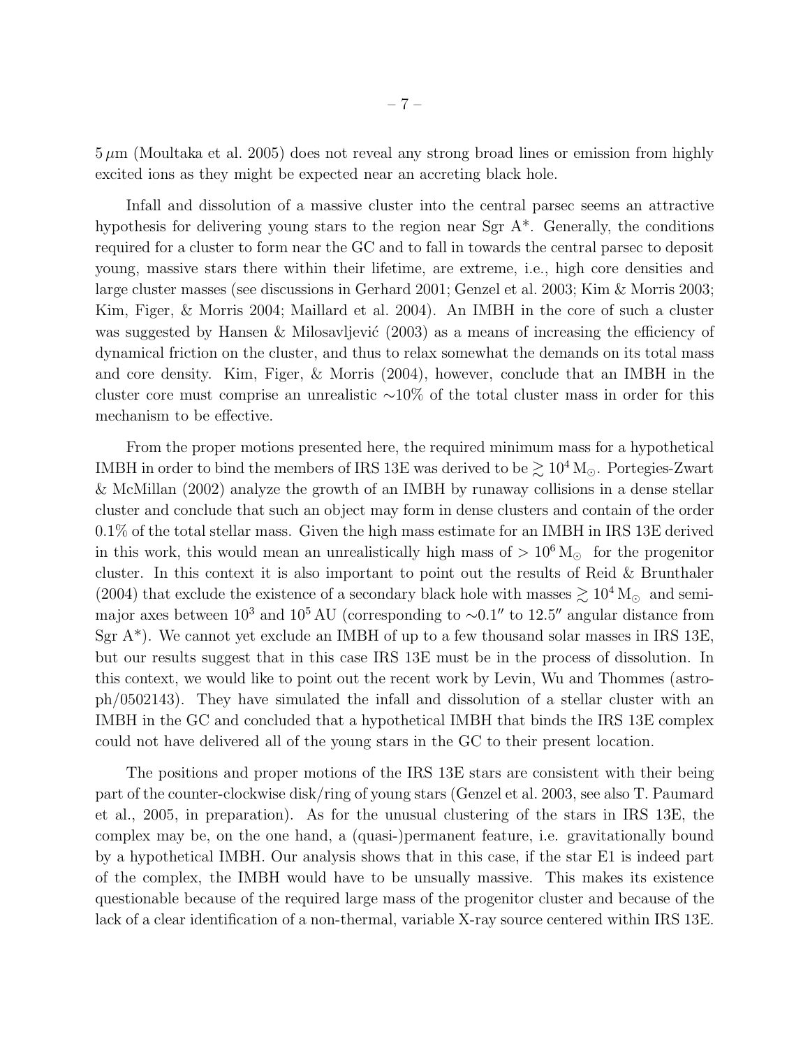$5\,\mu$m (Moultaka et al. 2005) does not reveal any strong broad lines or emission from highly excited ions as they might be expected near an accreting black hole.

Infall and dissolution of a massive cluster into the central parsec seems an attractive hypothesis for delivering young stars to the region near Sgr A*. Generally, the conditions required for a cluster to form near the GC and to fall in towards the central parsec to deposit young, massive stars there within their lifetime, are extreme, i.e., high core densities and large cluster masses (see discussions in Gerhard 2001; Genzel et al. 2003; Kim & Morris 2003; Kim, Figer, & Morris 2004; Maillard et al. 2004). An IMBH in the core of such a cluster was suggested by Hansen & Milosavljević (2003) as a means of increasing the efficiency of dynamical friction on the cluster, and thus to relax somewhat the demands on its total mass and core density. Kim, Figer, & Morris (2004), however, conclude that an IMBH in the cluster core must comprise an unrealistic $\sim$10% of the total cluster mass in order for this mechanism to be effective.

From the proper motions presented here, the required minimum mass for a hypothetical IMBH in order to bind the members of IRS 13E was derived to be $\gtrsim 10^4\,\mathrm{M}_{\odot}$. Portegies-Zwart & McMillan (2002) analyze the growth of an IMBH by runaway collisions in a dense stellar cluster and conclude that such an object may form in dense clusters and contain of the order 0.1% of the total stellar mass. Given the high mass estimate for an IMBH in IRS 13E derived in this work, this would mean an unrealistically high mass of $> 10^6\,\mathrm{M}_{\odot}$ for the progenitor cluster. In this context it is also important to point out the results of Reid & Brunthaler (2004) that exclude the existence of a secondary black hole with masses $\gtrsim 10^4\,\mathrm{M}_{\odot}$ and semi-major axes between $10^3$ and $10^5$ AU (corresponding to $\sim$0.1″ to 12.5″ angular distance from Sgr A*). We cannot yet exclude an IMBH of up to a few thousand solar masses in IRS 13E, but our results suggest that in this case IRS 13E must be in the process of dissolution. In this context, we would like to point out the recent work by Levin, Wu and Thommes (astro-ph/0502143). They have simulated the infall and dissolution of a stellar cluster with an IMBH in the GC and concluded that a hypothetical IMBH that binds the IRS 13E complex could not have delivered all of the young stars in the GC to their present location.

The positions and proper motions of the IRS 13E stars are consistent with their being part of the counter-clockwise disk/ring of young stars (Genzel et al. 2003, see also T. Paumard et al., 2005, in preparation). As for the unusual clustering of the stars in IRS 13E, the complex may be, on the one hand, a (quasi-)permanent feature, i.e. gravitationally bound by a hypothetical IMBH. Our analysis shows that in this case, if the star E1 is indeed part of the complex, the IMBH would have to be unusually massive. This makes its existence questionable because of the required large mass of the progenitor cluster and because of the lack of a clear identification of a non-thermal, variable X-ray source centered within IRS 13E.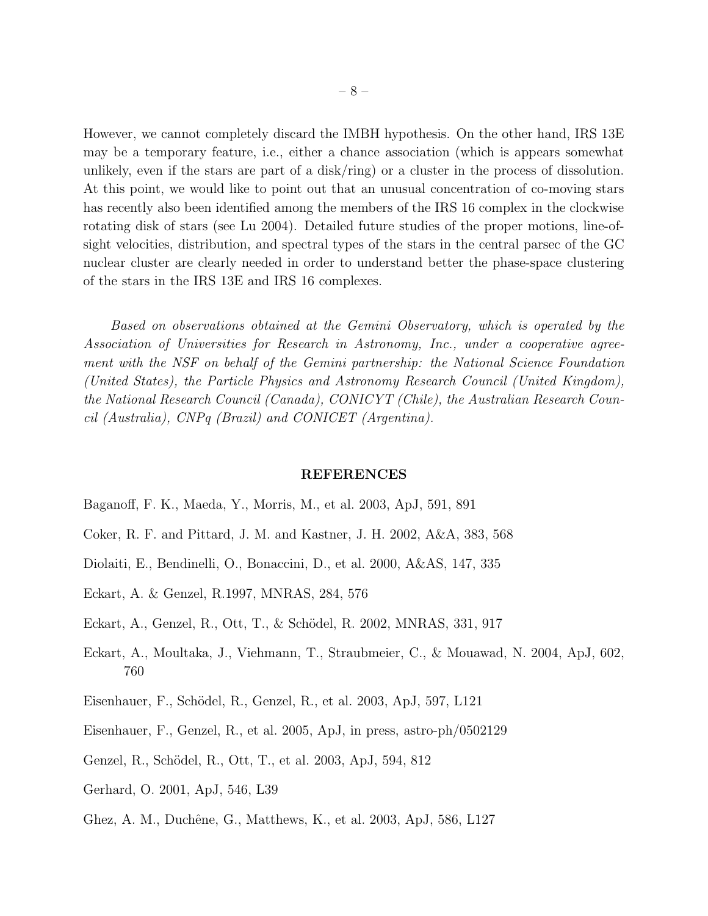However, we cannot completely discard the IMBH hypothesis. On the other hand, IRS 13E may be a temporary feature, i.e., either a chance association (which is appears somewhat unlikely, even if the stars are part of a disk/ring) or a cluster in the process of dissolution. At this point, we would like to point out that an unusual concentration of co-moving stars has recently also been identified among the members of the IRS 16 complex in the clockwise rotating disk of stars (see Lu 2004). Detailed future studies of the proper motions, line-of-sight velocities, distribution, and spectral types of the stars in the central parsec of the GC nuclear cluster are clearly needed in order to understand better the phase-space clustering of the stars in the IRS 13E and IRS 16 complexes.

*Based on observations obtained at the Gemini Observatory, which is operated by the Association of Universities for Research in Astronomy, Inc., under a cooperative agreement with the NSF on behalf of the Gemini partnership: the National Science Foundation (United States), the Particle Physics and Astronomy Research Council (United Kingdom), the National Research Council (Canada), CONICYT (Chile), the Australian Research Council (Australia), CNPq (Brazil) and CONICET (Argentina).*

## REFERENCES

Baganoff, F. K., Maeda, Y., Morris, M., et al. 2003, ApJ, 591, 891

Coker, R. F. and Pittard, J. M. and Kastner, J. H. 2002, A&A, 383, 568

Diolaiti, E., Bendinelli, O., Bonaccini, D., et al. 2000, A&AS, 147, 335

Eckart, A. & Genzel, R.1997, MNRAS, 284, 576

Eckart, A., Genzel, R., Ott, T., & Schödel, R. 2002, MNRAS, 331, 917

Eckart, A., Moultaka, J., Viehmann, T., Straubmeier, C., & Mouawad, N. 2004, ApJ, 602, 760

Eisenhauer, F., Schödel, R., Genzel, R., et al. 2003, ApJ, 597, L121

Eisenhauer, F., Genzel, R., et al. 2005, ApJ, in press, astro-ph/0502129

Genzel, R., Schödel, R., Ott, T., et al. 2003, ApJ, 594, 812

Gerhard, O. 2001, ApJ, 546, L39

Ghez, A. M., Duchêne, G., Matthews, K., et al. 2003, ApJ, 586, L127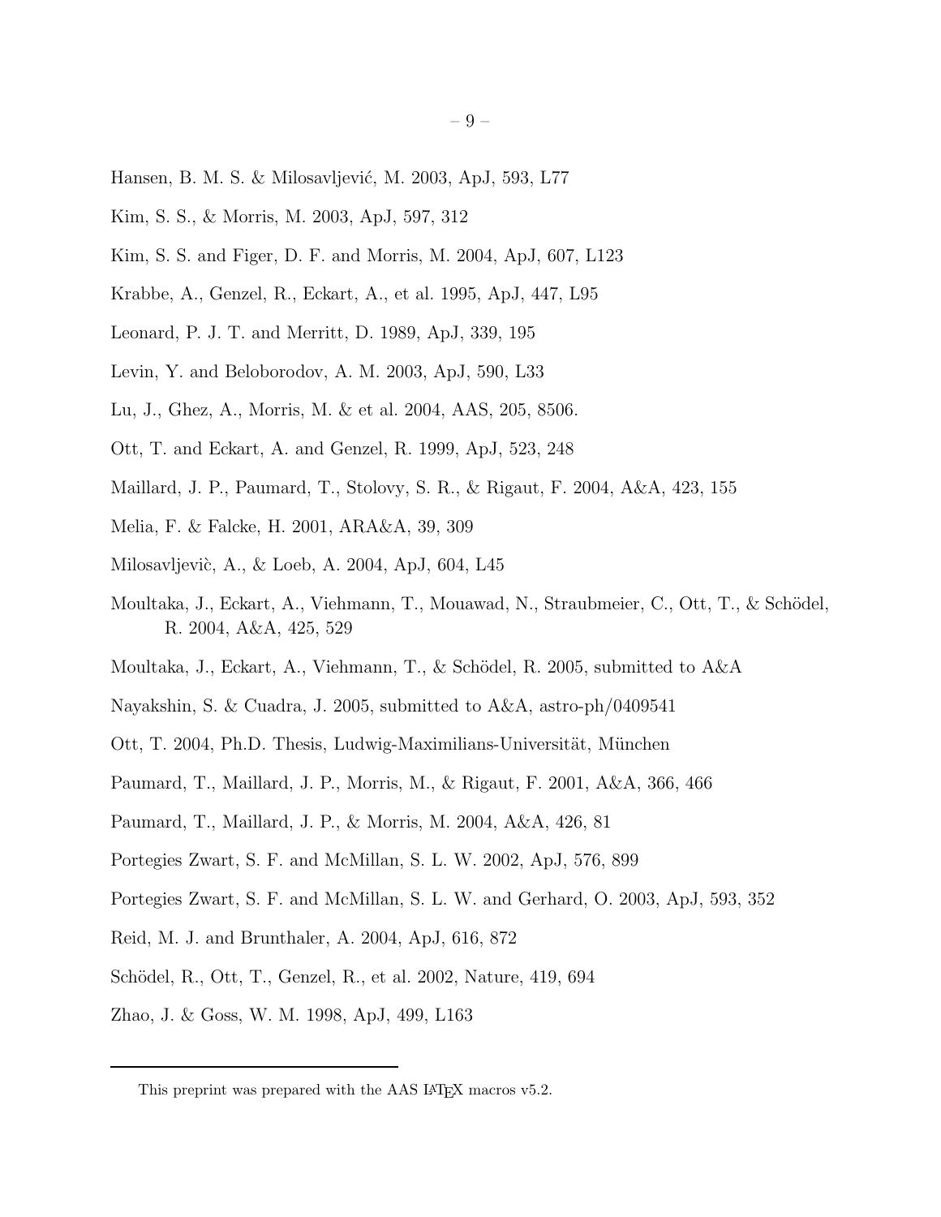Hansen, B. M. S. & Milosavljević, M. 2003, ApJ, 593, L77

Kim, S. S., & Morris, M. 2003, ApJ, 597, 312

Kim, S. S. and Figer, D. F. and Morris, M. 2004, ApJ, 607, L123

Krabbe, A., Genzel, R., Eckart, A., et al. 1995, ApJ, 447, L95

Leonard, P. J. T. and Merritt, D. 1989, ApJ, 339, 195

Levin, Y. and Beloborodov, A. M. 2003, ApJ, 590, L33

Lu, J., Ghez, A., Morris, M. & et al. 2004, AAS, 205, 8506.

Ott, T. and Eckart, A. and Genzel, R. 1999, ApJ, 523, 248

Maillard, J. P., Paumard, T., Stolovy, S. R., & Rigaut, F. 2004, A&A, 423, 155

Melia, F. & Falcke, H. 2001, ARA&A, 39, 309

Milosavljevìc, A., & Loeb, A. 2004, ApJ, 604, L45

Moultaka, J., Eckart, A., Viehmann, T., Mouawad, N., Straubmeier, C., Ott, T., & Schödel, R. 2004, A&A, 425, 529

Moultaka, J., Eckart, A., Viehmann, T., & Schödel, R. 2005, submitted to A&A

Nayakshin, S. & Cuadra, J. 2005, submitted to A&A, astro-ph/0409541

Ott, T. 2004, Ph.D. Thesis, Ludwig-Maximilians-Universität, München

Paumard, T., Maillard, J. P., Morris, M., & Rigaut, F. 2001, A&A, 366, 466

Paumard, T., Maillard, J. P., & Morris, M. 2004, A&A, 426, 81

Portegies Zwart, S. F. and McMillan, S. L. W. 2002, ApJ, 576, 899

Portegies Zwart, S. F. and McMillan, S. L. W. and Gerhard, O. 2003, ApJ, 593, 352

Reid, M. J. and Brunthaler, A. 2004, ApJ, 616, 872

Schödel, R., Ott, T., Genzel, R., et al. 2002, Nature, 419, 694

Zhao, J. & Goss, W. M. 1998, ApJ, 499, L163

---

This preprint was prepared with the AAS LaTeX macros v5.2.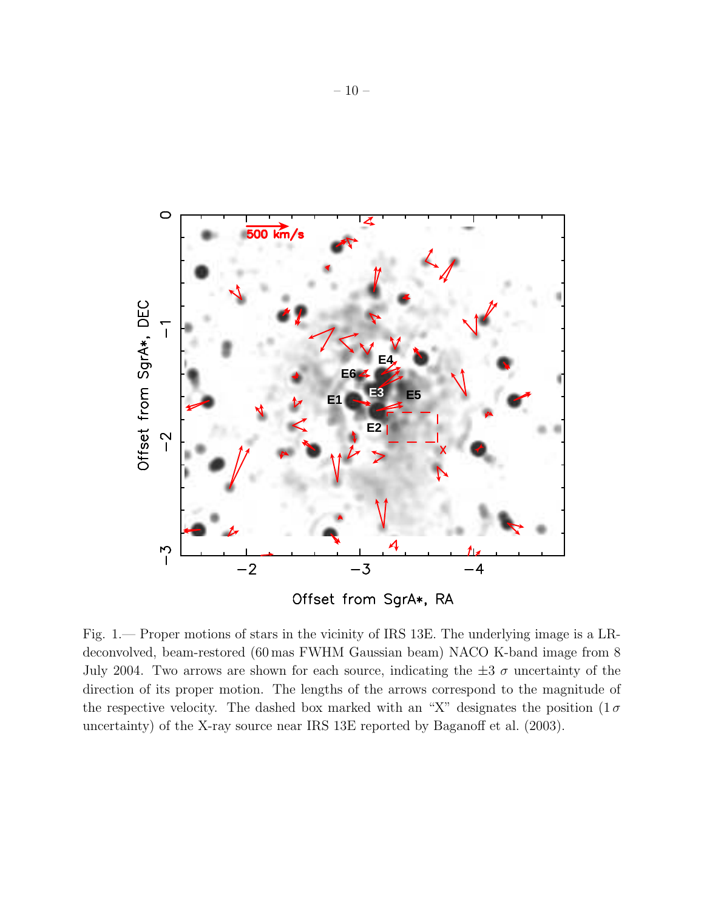Fig. 1.— Proper motions of stars in the vicinity of IRS 13E. The underlying image is a LR-deconvolved, beam-restored (60 mas FWHM Gaussian beam) NACO K-band image from 8 July 2004. Two arrows are shown for each source, indicating the $\pm 3\ \sigma$ uncertainty of the direction of its proper motion. The lengths of the arrows correspond to the magnitude of the respective velocity. The dashed box marked with an "X" designates the position ($1\,\sigma$ uncertainty) of the X-ray source near IRS 13E reported by Baganoff et al. (2003).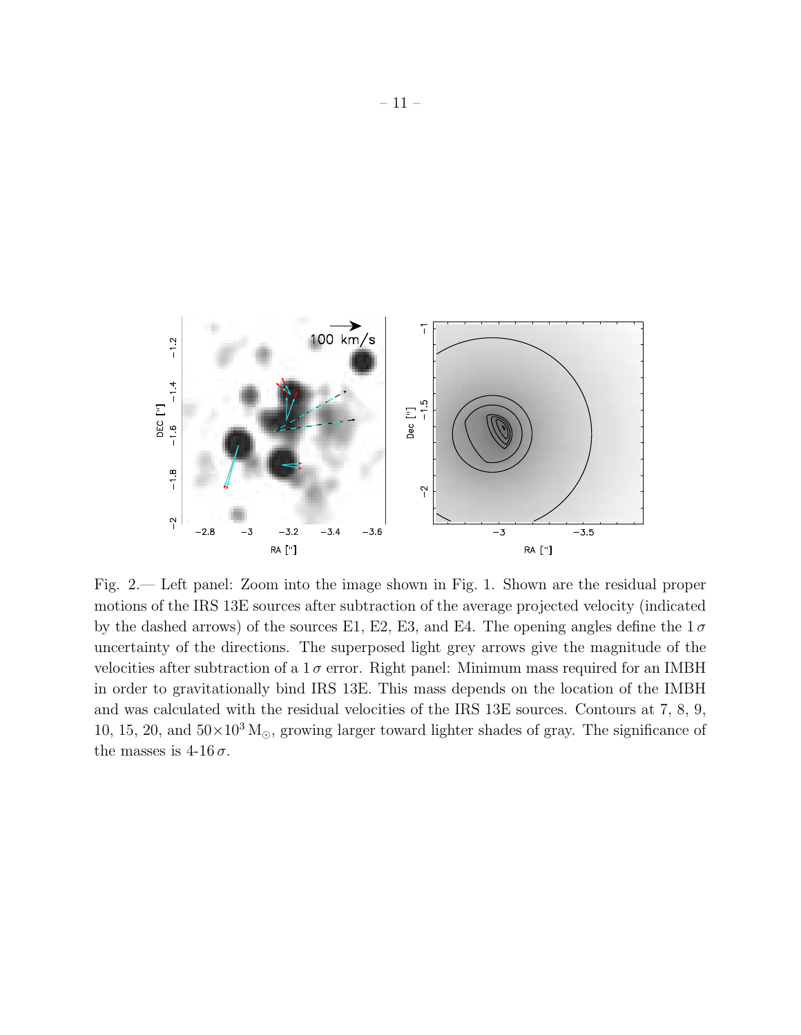Fig. 2.— Left panel: Zoom into the image shown in Fig. 1. Shown are the residual proper motions of the IRS 13E sources after subtraction of the average projected velocity (indicated by the dashed arrows) of the sources E1, E2, E3, and E4. The opening angles define the $1\,\sigma$ uncertainty of the directions. The superposed light grey arrows give the magnitude of the velocities after subtraction of a $1\,\sigma$ error. Right panel: Minimum mass required for an IMBH in order to gravitationally bind IRS 13E. This mass depends on the location of the IMBH and was calculated with the residual velocities of the IRS 13E sources. Contours at 7, 8, 9, 10, 15, 20, and $50{\times}10^{3}\,M_{\odot}$, growing larger toward lighter shades of gray. The significance of the masses is 4-16$\,\sigma$.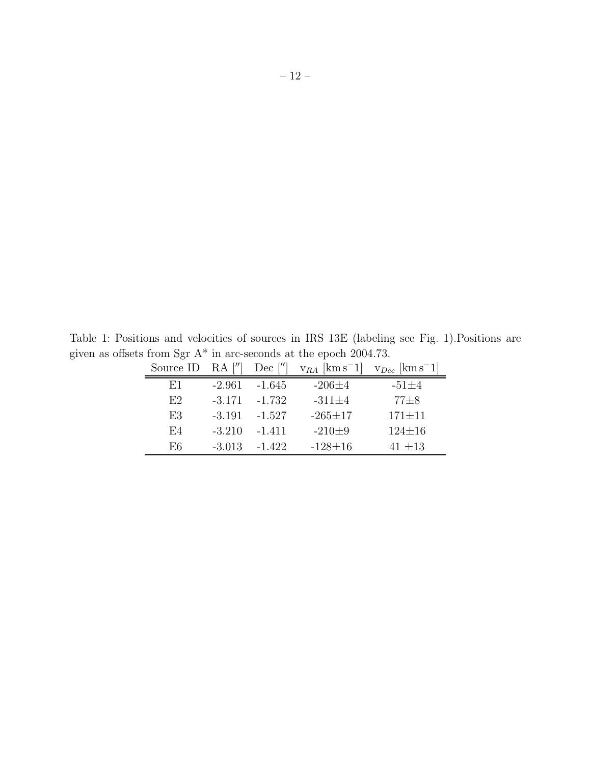Table 1: Positions and velocities of sources in IRS 13E (labeling see Fig. 1).Positions are given as offsets from Sgr A* in arc-seconds at the epoch 2004.73.

| Source ID | RA [$''$] | Dec [$''$] | $v_{RA}$ [$\mathrm{km\,s^{-}1}$] | $v_{Dec}$ [$\mathrm{km\,s^{-}1}$] |
|---|---|---|---|---|
| E1 | -2.961 | -1.645 | -206±4 | -51±4 |
| E2 | -3.171 | -1.732 | -311±4 | 77±8 |
| E3 | -3.191 | -1.527 | -265±17 | 171±11 |
| E4 | -3.210 | -1.411 | -210±9 | 124±16 |
| E6 | -3.013 | -1.422 | -128±16 | 41 ±13 |